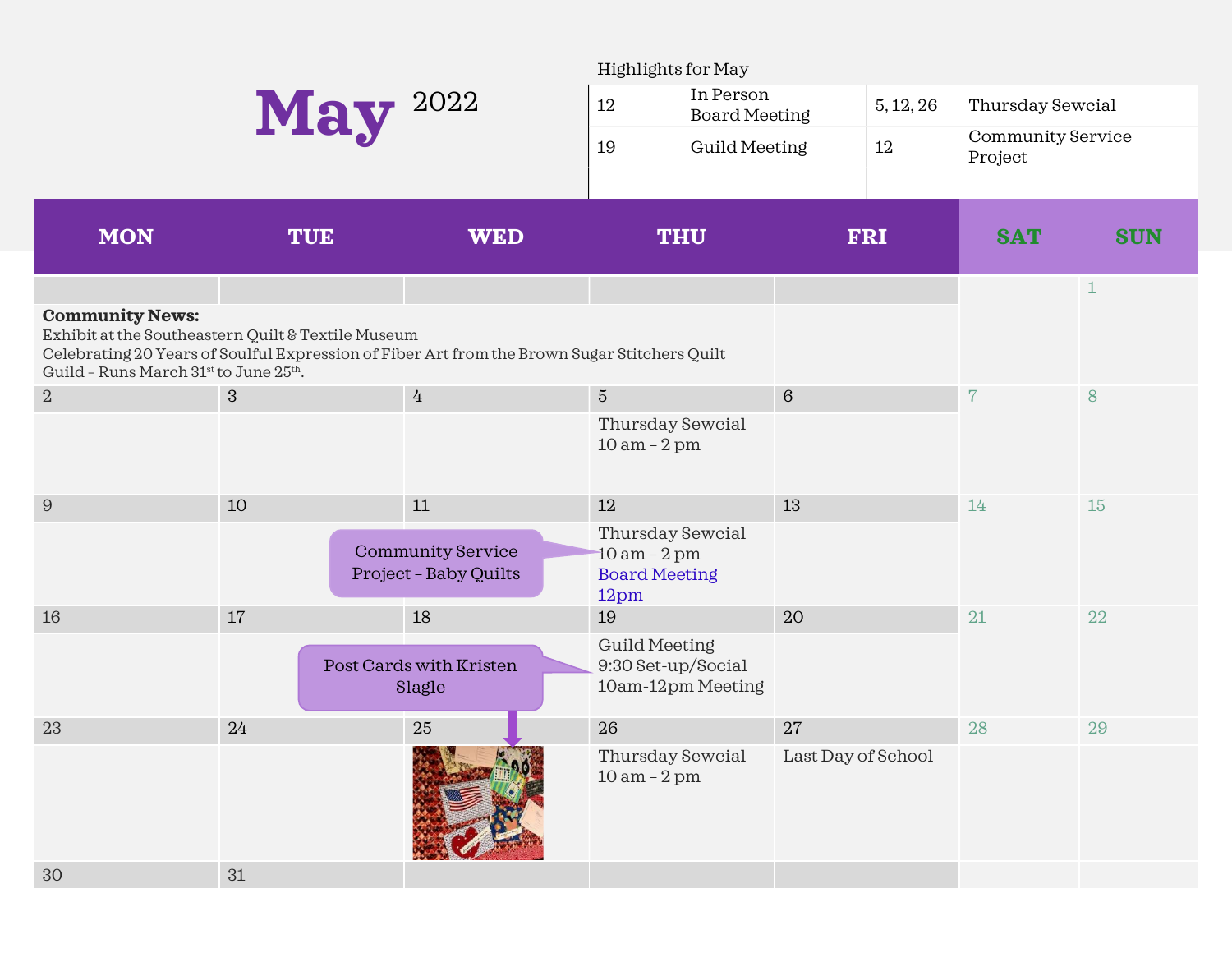# May 2022

**Highlights for May**

| | | | |
|---|---|---|---|
| 12 | In Person Board Meeting | 5, 12, 26 | Thursday Sewcial |
| 19 | Guild Meeting | 12 | Community Service Project |

| MON | TUE | WED | THU | FRI | SAT | SUN |
|---|---|---|---|---|---|---|
| **Community News:** Exhibit at the Southeastern Quilt & Textile Museum Celebrating 20 Years of Soulful Expression of Fiber Art from the Brown Sugar Stitchers Quilt Guild – Runs March 31st to June 25th. | | | | | | 1 |
| 2 | 3 | 4 | 5 Thursday Sewcial 10 am – 2 pm | 6 | 7 | 8 |
| 9 | 10 | 11 | 12 Thursday Sewcial 10 am – 2 pm Board Meeting 12pm — Community Service Project – Baby Quilts | 13 | 14 | 15 |
| 16 | 17 | 18 | 19 Guild Meeting 9:30 Set-up/Social 10am-12pm Meeting — Post Cards with Kristen Slagle | 20 | 21 | 22 |
| 23 | 24 | 25 | 26 Thursday Sewcial 10 am – 2 pm | 27 Last Day of School | 28 | 29 |
| 30 | 31 | | | | | |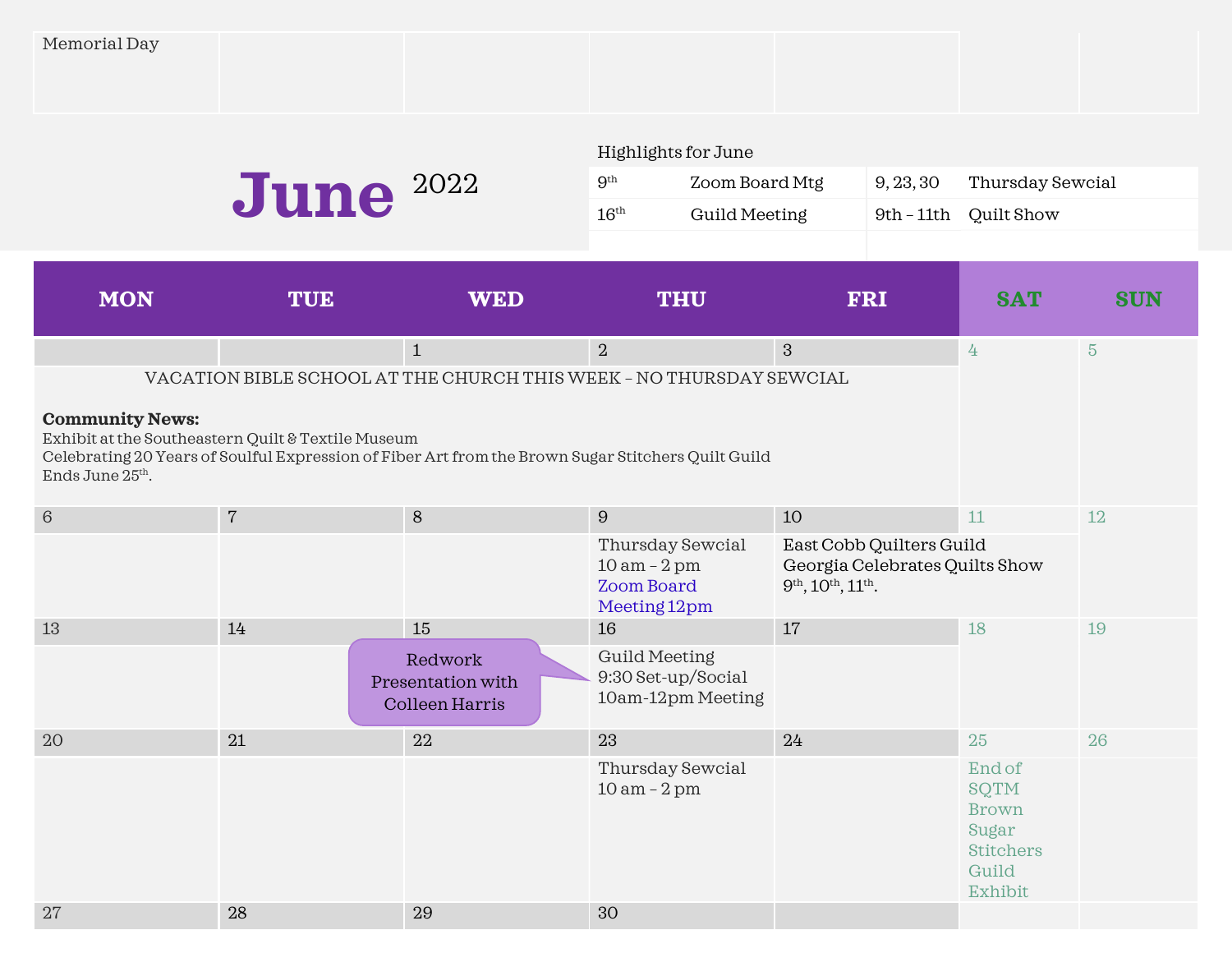| Memorial Day | | | | | | |
|---|---|---|---|---|---|---|

# June 2022

Highlights for June

| | | | |
|---|---|---|---|
| 9th | Zoom Board Mtg | 9, 23, 30 | Thursday Sewcial |
| 16th | Guild Meeting | 9th – 11th | Quilt Show |

| MON | TUE | WED | THU | FRI | SAT | SUN |
|---|---|---|---|---|---|---|
| | | 1 | 2 | 3 | 4 | 5 |
| VACATION BIBLE SCHOOL AT THE CHURCH THIS WEEK – NO THURSDAY SEWCIAL<br><br>**Community News:**<br>Exhibit at the Southeastern Quilt & Textile Museum<br>Celebrating 20 Years of Soulful Expression of Fiber Art from the Brown Sugar Stitchers Quilt Guild<br>Ends June 25th. | | | | | | |
| 6 | 7 | 8 | 9 | 10 | 11 | 12 |
| | | | Thursday Sewcial<br>10 am – 2 pm<br>Zoom Board Meeting 12pm | East Cobb Quilters Guild<br>Georgia Celebrates Quilts Show<br>9th, 10th, 11th. | | |
| 13 | 14 | 15 | 16 | 17 | 18 | 19 |
| | | Redwork Presentation with Colleen Harris | Guild Meeting<br>9:30 Set-up/Social<br>10am-12pm Meeting | | | |
| 20 | 21 | 22 | 23 | 24 | 25 | 26 |
| | | | Thursday Sewcial<br>10 am – 2 pm | | End of SQTM Brown Sugar Stitchers Guild Exhibit | |
| 27 | 28 | 29 | 30 | | | |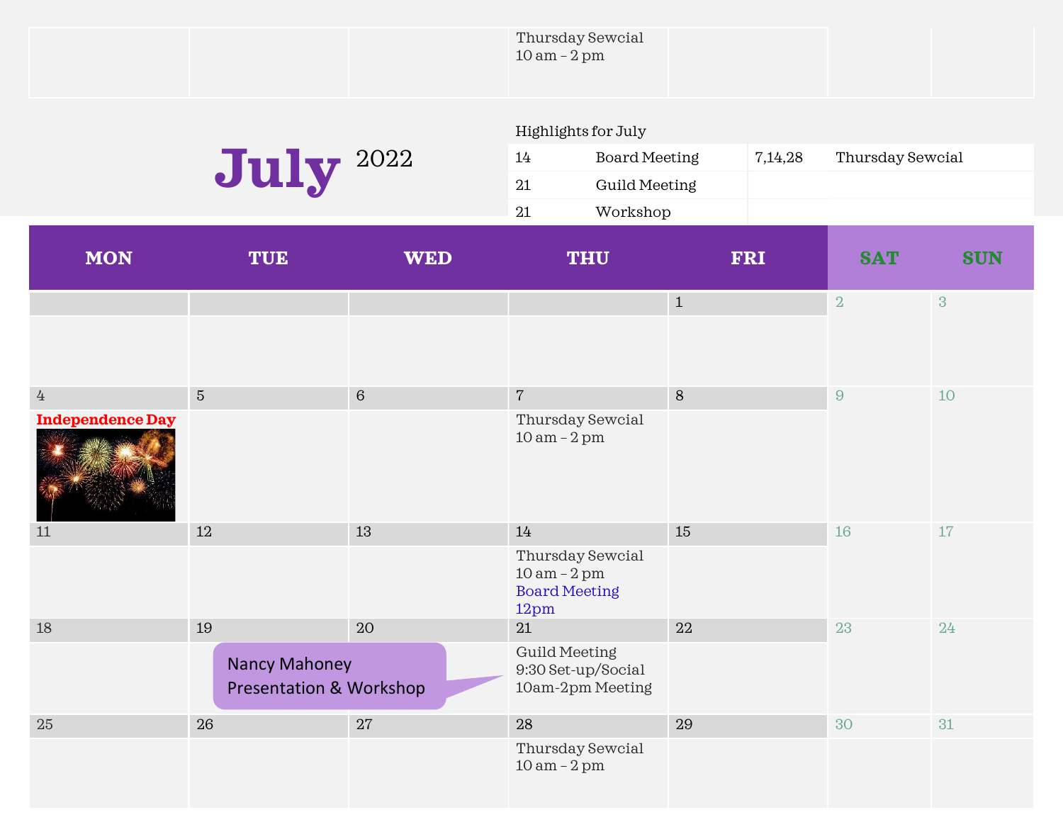| | | | | | | |
|---|---|---|---|---|---|---|
| | | | Thursday Sewcial 10 am – 2 pm | | | |

# July 2022

Highlights for July

| | | | |
|---|---|---|---|
| 14 | Board Meeting | 7,14,28 | Thursday Sewcial |
| 21 | Guild Meeting | | |
| 21 | Workshop | | |

| MON | TUE | WED | THU | FRI | SAT | SUN |
|---|---|---|---|---|---|---|
| | | | | 1 | 2 | 3 |
| 4 **Independence Day** | 5 | 6 | 7 Thursday Sewcial 10 am – 2 pm | 8 | 9 | 10 |
| 11 | 12 | 13 | 14 Thursday Sewcial 10 am – 2 pm Board Meeting 12pm | 15 | 16 | 17 |
| 18 | 19 | 20 | 21 Guild Meeting 9:30 Set-up/Social 10am-2pm Meeting | 22 | 23 | 24 |
| 25 | 26 | 27 | 28 Thursday Sewcial 10 am – 2 pm | 29 | 30 | 31 |

Nancy Mahoney Presentation & Workshop